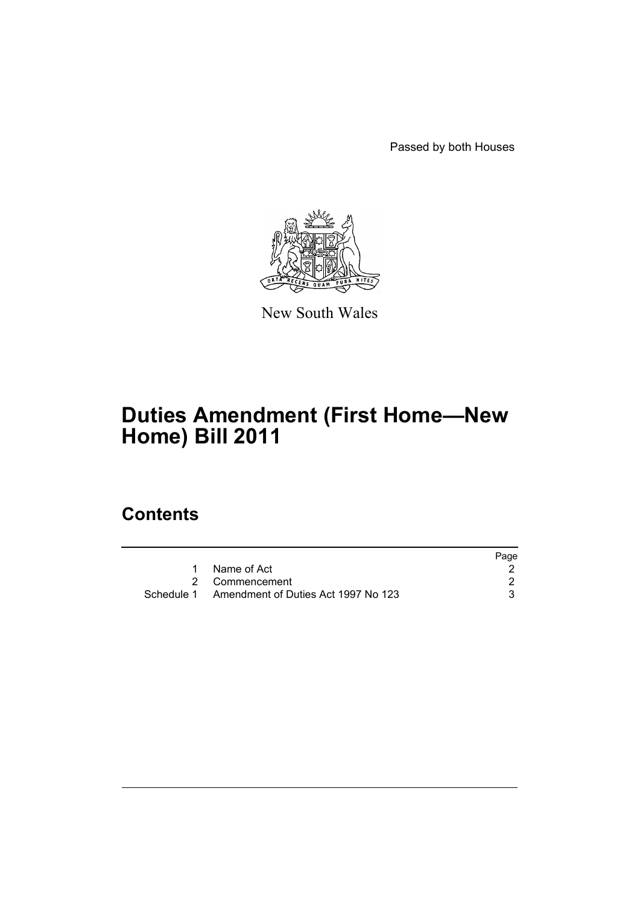Passed by both Houses

New South Wales

# Duties Amendment (First Home—New Home) Bill 2011

## Contents

| | | Page |
|---|---|---|
| 1 | Name of Act | 2 |
| 2 | Commencement | 2 |
| Schedule 1 | Amendment of Duties Act 1997 No 123 | 3 |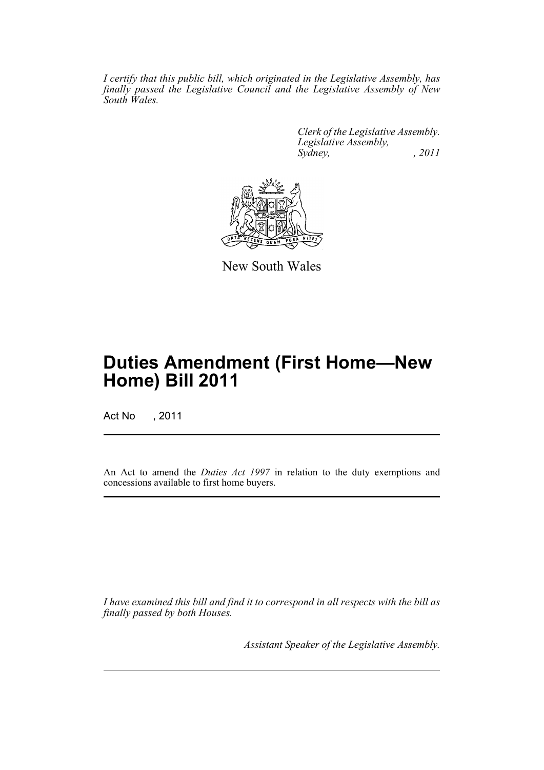*I certify that this public bill, which originated in the Legislative Assembly, has finally passed the Legislative Council and the Legislative Assembly of New South Wales.*

*Clerk of the Legislative Assembly.*
*Legislative Assembly,*
*Sydney, , 2011*

New South Wales

# Duties Amendment (First Home—New Home) Bill 2011

Act No , 2011

An Act to amend the *Duties Act 1997* in relation to the duty exemptions and concessions available to first home buyers.

*I have examined this bill and find it to correspond in all respects with the bill as finally passed by both Houses.*

*Assistant Speaker of the Legislative Assembly.*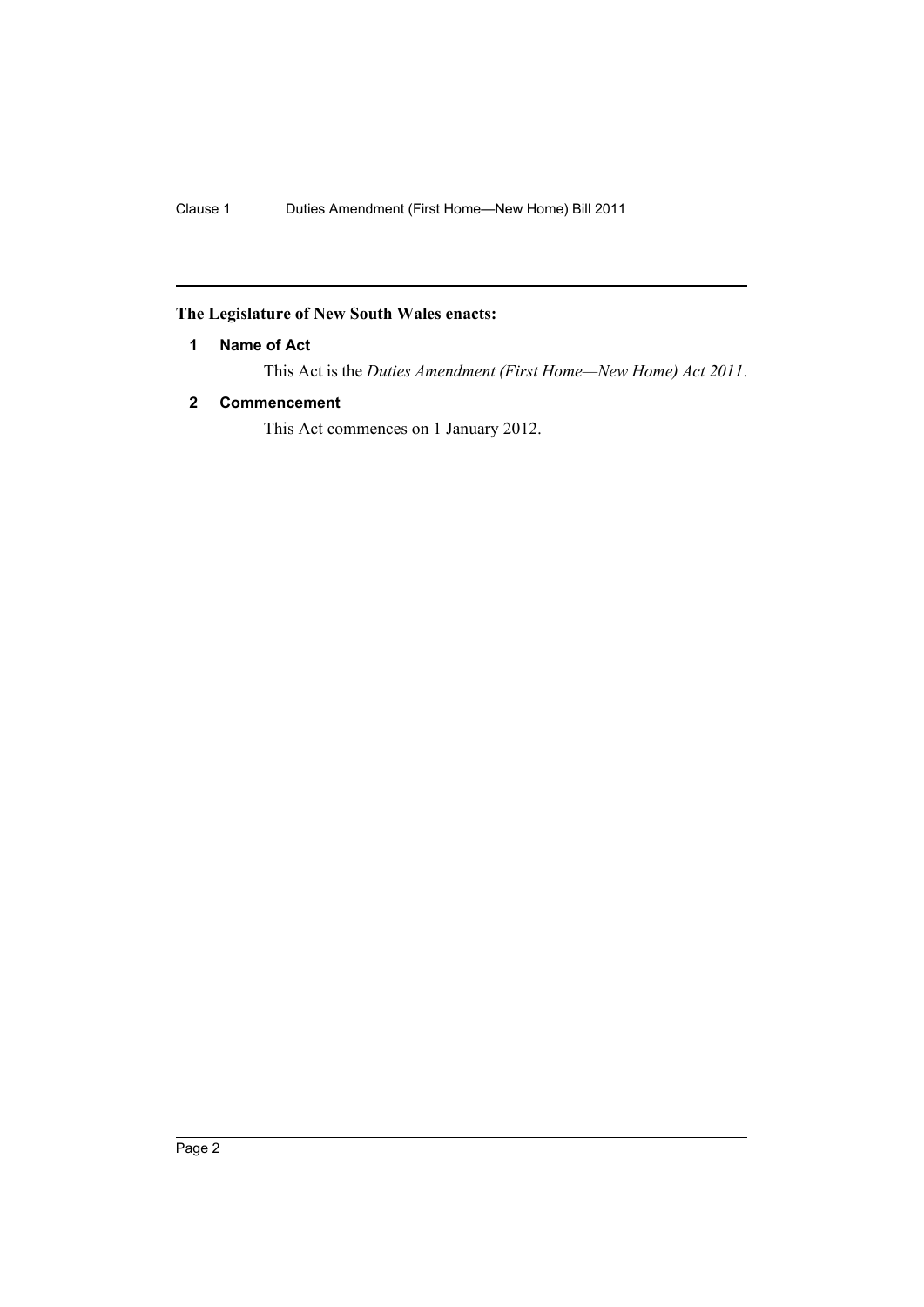**The Legislature of New South Wales enacts:**

### 1 Name of Act

This Act is the *Duties Amendment (First Home—New Home) Act 2011*.

### 2 Commencement

This Act commences on 1 January 2012.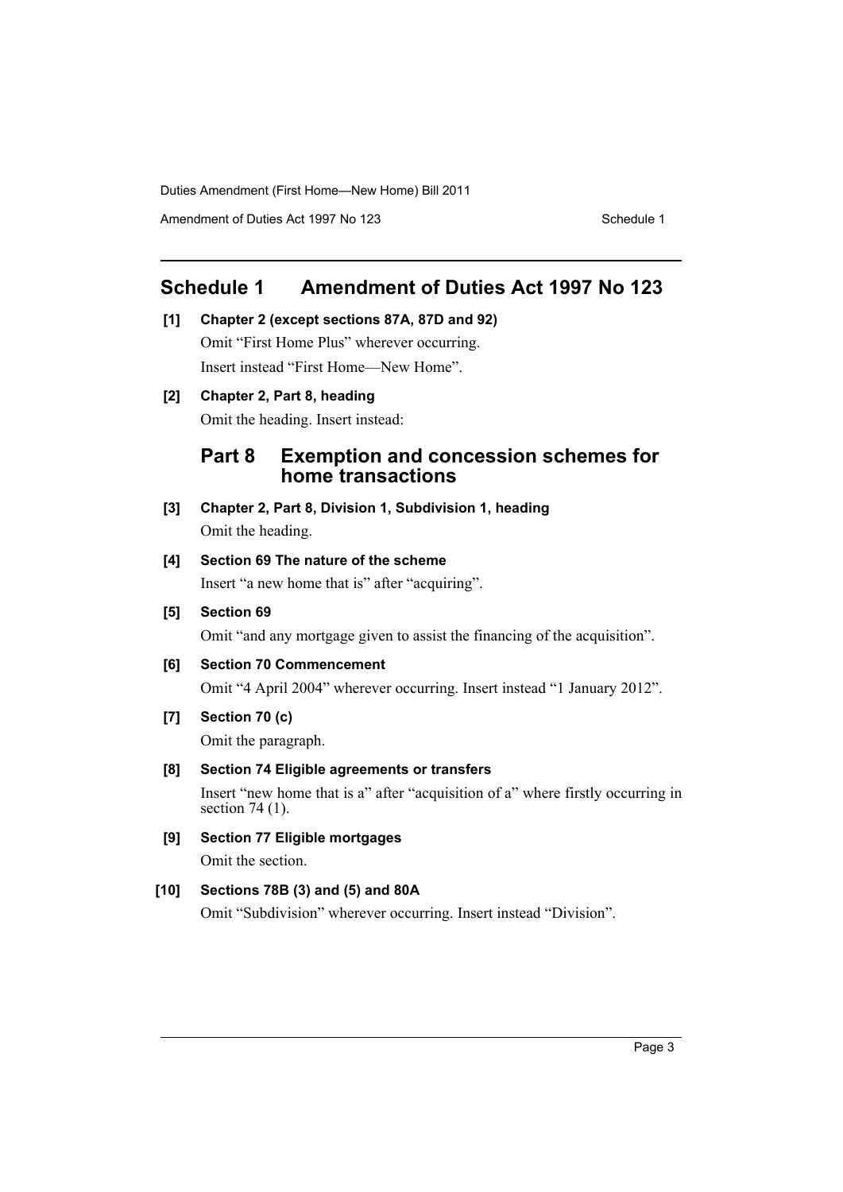# Schedule 1 Amendment of Duties Act 1997 No 123

**[1] Chapter 2 (except sections 87A, 87D and 92)**

Omit "First Home Plus" wherever occurring.

Insert instead "First Home—New Home".

**[2] Chapter 2, Part 8, heading**

Omit the heading. Insert instead:

## Part 8 Exemption and concession schemes for home transactions

**[3] Chapter 2, Part 8, Division 1, Subdivision 1, heading**

Omit the heading.

**[4] Section 69 The nature of the scheme**

Insert "a new home that is" after "acquiring".

**[5] Section 69**

Omit "and any mortgage given to assist the financing of the acquisition".

**[6] Section 70 Commencement**

Omit "4 April 2004" wherever occurring. Insert instead "1 January 2012".

**[7] Section 70 (c)**

Omit the paragraph.

**[8] Section 74 Eligible agreements or transfers**

Insert "new home that is a" after "acquisition of a" where firstly occurring in section 74 (1).

**[9] Section 77 Eligible mortgages**

Omit the section.

**[10] Sections 78B (3) and (5) and 80A**

Omit "Subdivision" wherever occurring. Insert instead "Division".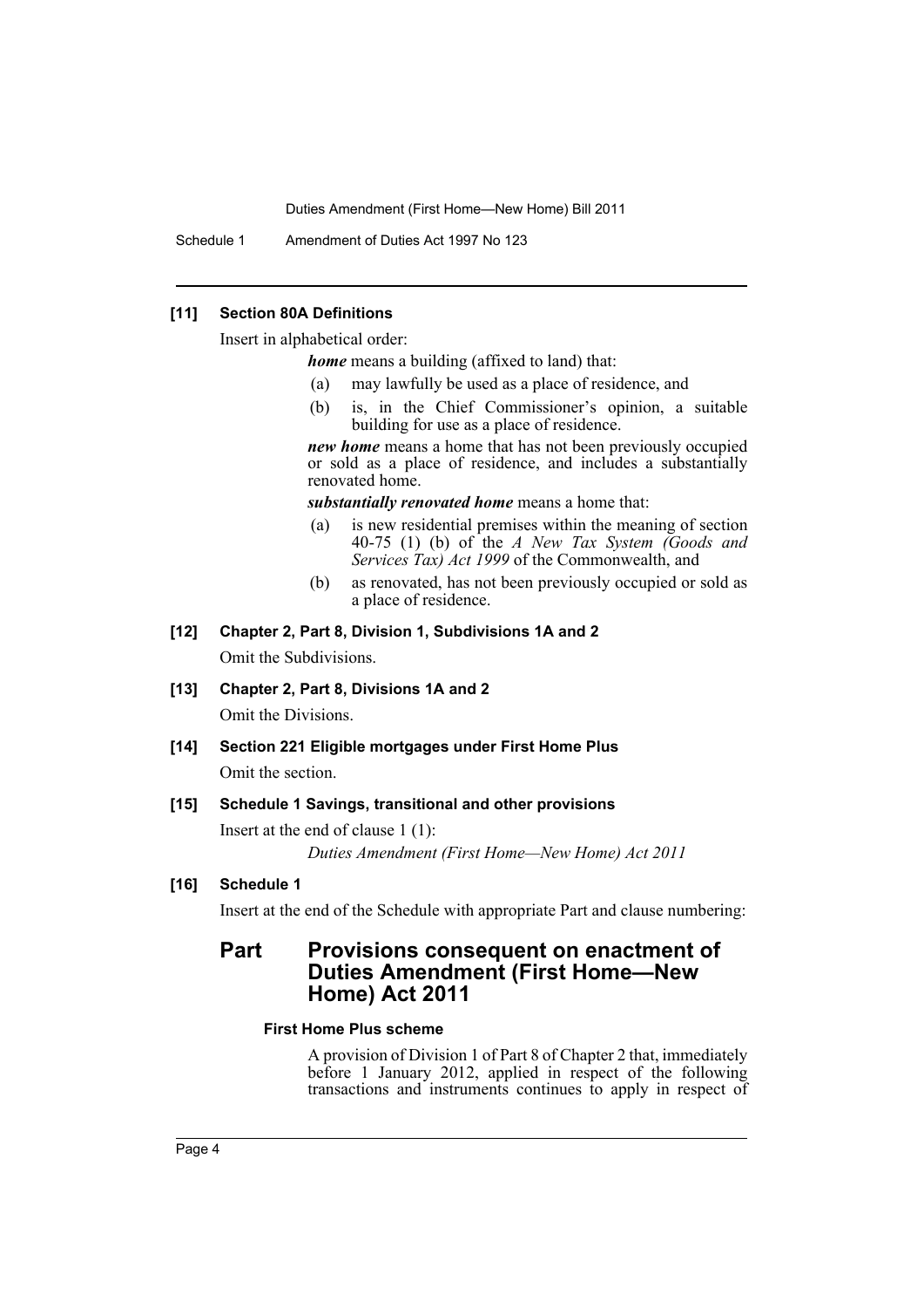**[11] Section 80A Definitions**

Insert in alphabetical order:

> ***home*** means a building (affixed to land) that:
>
> (a) may lawfully be used as a place of residence, and
>
> (b) is, in the Chief Commissioner's opinion, a suitable building for use as a place of residence.
>
> ***new home*** means a home that has not been previously occupied or sold as a place of residence, and includes a substantially renovated home.
>
> ***substantially renovated home*** means a home that:
>
> (a) is new residential premises within the meaning of section 40-75 (1) (b) of the *A New Tax System (Goods and Services Tax) Act 1999* of the Commonwealth, and
>
> (b) as renovated, has not been previously occupied or sold as a place of residence.

**[12] Chapter 2, Part 8, Division 1, Subdivisions 1A and 2**

Omit the Subdivisions.

**[13] Chapter 2, Part 8, Divisions 1A and 2**

Omit the Divisions.

**[14] Section 221 Eligible mortgages under First Home Plus**

Omit the section.

**[15] Schedule 1 Savings, transitional and other provisions**

Insert at the end of clause 1 (1):

> *Duties Amendment (First Home—New Home) Act 2011*

**[16] Schedule 1**

Insert at the end of the Schedule with appropriate Part and clause numbering:

## Part Provisions consequent on enactment of Duties Amendment (First Home—New Home) Act 2011

### First Home Plus scheme

A provision of Division 1 of Part 8 of Chapter 2 that, immediately before 1 January 2012, applied in respect of the following transactions and instruments continues to apply in respect of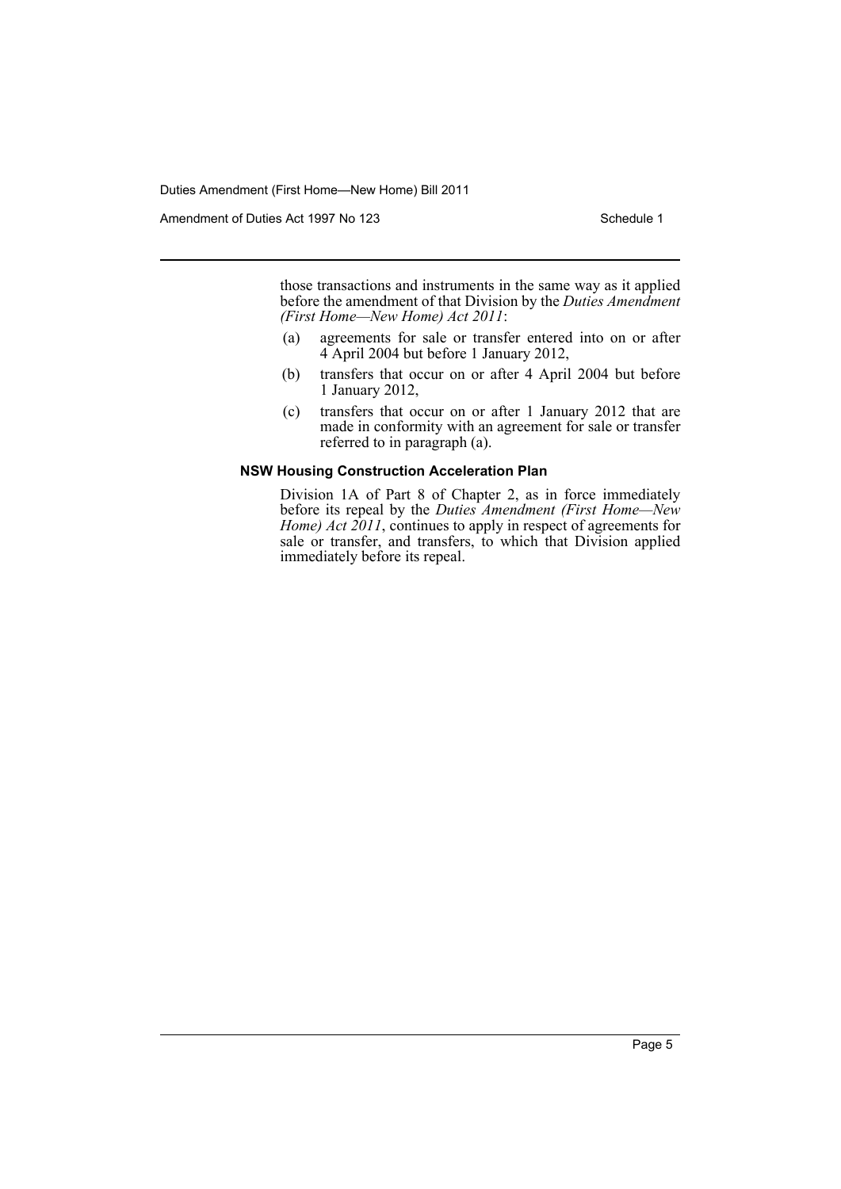those transactions and instruments in the same way as it applied before the amendment of that Division by the *Duties Amendment (First Home—New Home) Act 2011*:

(a) agreements for sale or transfer entered into on or after 4 April 2004 but before 1 January 2012,

(b) transfers that occur on or after 4 April 2004 but before 1 January 2012,

(c) transfers that occur on or after 1 January 2012 that are made in conformity with an agreement for sale or transfer referred to in paragraph (a).

**NSW Housing Construction Acceleration Plan**

Division 1A of Part 8 of Chapter 2, as in force immediately before its repeal by the *Duties Amendment (First Home—New Home) Act 2011*, continues to apply in respect of agreements for sale or transfer, and transfers, to which that Division applied immediately before its repeal.